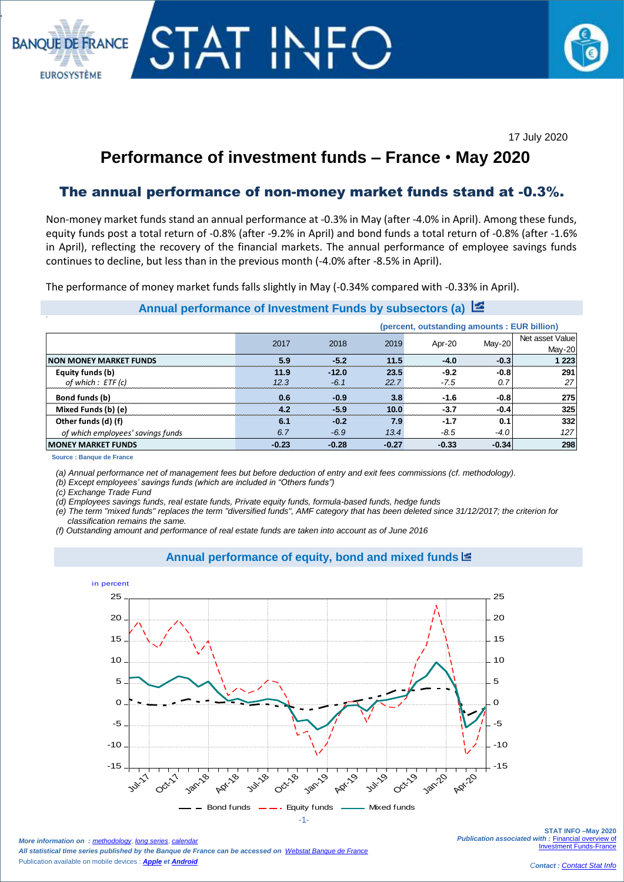17 July 2020

# Performance of investment funds – France • May 2020

## The annual performance of non-money market funds stand at -0.3%.

Non-money market funds stand an annual performance at -0.3% in May (after -4.0% in April). Among these funds, equity funds post a total return of -0.8% (after -9.2% in April) and bond funds a total return of -0.8% (after -1.6% in April), reflecting the recovery of the financial markets. The annual performance of employee savings funds continues to decline, but less than in the previous month (-4.0% after -8.5% in April).

The performance of money market funds falls slightly in May (-0.34% compared with -0.33% in April).

### Annual performance of Investment Funds by subsectors (a)

(percent, outstanding amounts : EUR billion)

| | 2017 | 2018 | 2019 | Apr-20 | May-20 | Net asset Value May-20 |
|---|---|---|---|---|---|---|
| **NON MONEY MARKET FUNDS** | **5.9** | **-5.2** | **11.5** | **-4.0** | **-0.3** | **1 223** |
| **Equity funds (b)** | **11.9** | **-12.0** | **23.5** | **-9.2** | **-0.8** | **291** |
| *of which : ETF (c)* | *12.3* | *-6.1* | *22.7* | *-7.5* | *0.7* | *27* |
| **Bond funds (b)** | **0.6** | **-0.9** | **3.8** | **-1.6** | **-0.8** | **275** |
| **Mixed Funds (b) (e)** | **4.2** | **-5.9** | **10.0** | **-3.7** | **-0.4** | **325** |
| **Other funds (d) (f)** | **6.1** | **-0.2** | **7.9** | **-1.7** | **0.1** | **332** |
| *of which employees' savings funds* | *6.7* | *-6.9* | *13.4* | *-8.5* | *-4.0* | *127* |
| **MONEY MARKET FUNDS** | **-0.23** | **-0.28** | **-0.27** | **-0.33** | **-0.34** | **298** |

Source : Banque de France

*(a) Annual performance net of management fees but before deduction of entry and exit fees commissions (cf. methodology).*
*(b) Except employees' savings funds (which are included in "Others funds")*
*(c) Exchange Trade Fund*
*(d) Employees savings funds, real estate funds, Private equity funds, formula-based funds, hedge funds*
*(e) The term "mixed funds" replaces the term "diversified funds", AMF category that has been deleted since 31/12/2017; the criterion for classification remains the same.*
*(f) Outstanding amount and performance of real estate funds are taken into account as of June 2016*

### Annual performance of equity, bond and mixed funds

More information on : methodology, long series, calendar

All statistical time series published by the Banque de France can be accessed on Webstat Banque de France

Publication available on mobile devices : Apple et Android

STAT INFO –May 2020
Publication associated with : Financial overview of Investment Funds-France

Contact : Contact Stat Info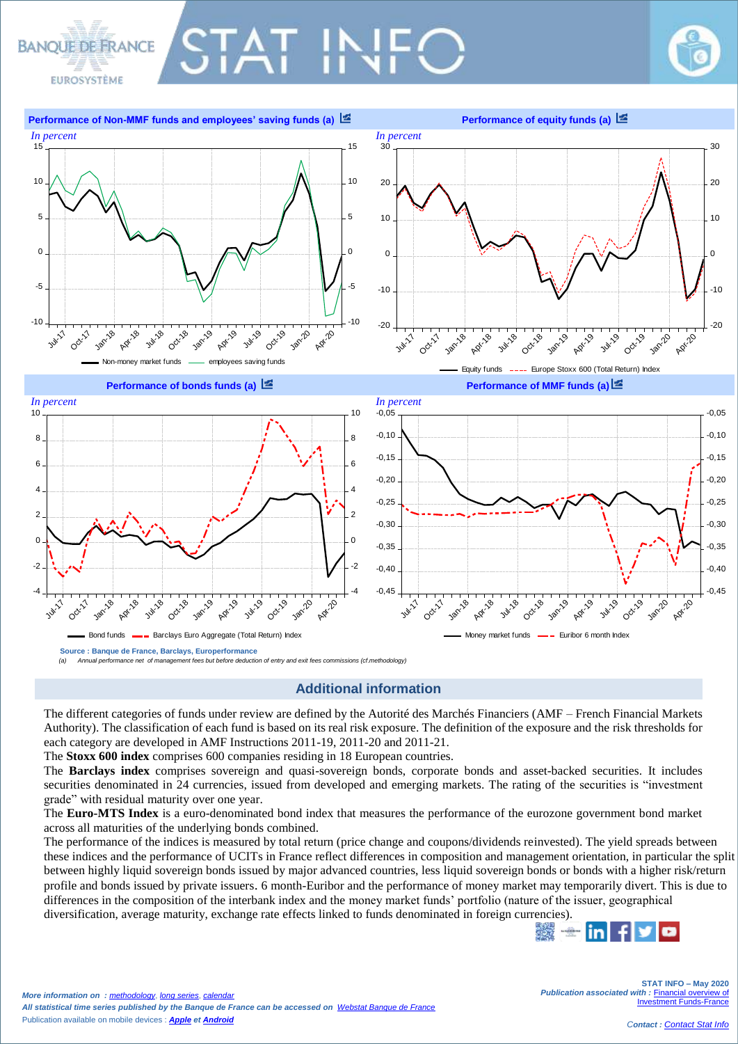### Performance of Non-MMF funds and employees' saving funds (a)

*In percent*

15 10 5 0 -5 -10

Jul-17 Oct-17 Jan-18 Apr-18 Jul-18 Oct-18 Jan-19 Apr-19 Jul-19 Oct-19 Jan-20 Apr-20

Non-money market funds — employees saving funds

### Performance of equity funds (a)

*In percent*

30 20 10 0 -10 -20

Jul-17 Oct-17 Jan-18 Apr-18 Jul-18 Oct-18 Jan-19 Apr-19 Jul-19 Oct-19 Jan-20 Apr-20

Equity funds — Europe Stoxx 600 (Total Return) Index

### Performance of bonds funds (a)

*In percent*

10 8 6 4 2 0 -2 -4

Jul-17 Oct-17 Jan-18 Apr-18 Jul-18 Oct-18 Jan-19 Apr-19 Jul-19 Oct-19 Jan-20 Apr-20

Bond funds — Barclays Euro Aggregate (Total Return) Index

### Performance of MMF funds (a)

*In percent*

-0,05 -0,10 -0,15 -0,20 -0,25 -0,30 -0,35 -0,40 -0,45

Jul-17 Oct-17 Jan-18 Apr-18 Jul-18 Oct-18 Jan-19 Apr-19 Jul-19 Oct-19 Jan-20 Apr-20

Money market funds — Euribor 6 month Index

**Source : Banque de France, Barclays, Europerformance**

*(a) Annual performance net of management fees but before deduction of entry and exit fees commissions (cf.methodology)*

## Additional information

The different categories of funds under review are defined by the Autorité des Marchés Financiers (AMF – French Financial Markets Authority). The classification of each fund is based on its real risk exposure. The definition of the exposure and the risk thresholds for each category are developed in AMF Instructions 2011-19, 2011-20 and 2011-21.

The **Stoxx 600 index** comprises 600 companies residing in 18 European countries.

The **Barclays index** comprises sovereign and quasi-sovereign bonds, corporate bonds and asset-backed securities. It includes securities denominated in 24 currencies, issued from developed and emerging markets. The rating of the securities is "investment grade" with residual maturity over one year.

The **Euro-MTS Index** is a euro-denominated bond index that measures the performance of the eurozone government bond market across all maturities of the underlying bonds combined.

The performance of the indices is measured by total return (price change and coupons/dividends reinvested). The yield spreads between these indices and the performance of UCITs in France reflect differences in composition and management orientation, in particular the split between highly liquid sovereign bonds issued by major advanced countries, less liquid sovereign bonds or bonds with a higher risk/return profile and bonds issued by private issuers. 6 month-Euribor and the performance of money market may temporarily divert. This is due to differences in the composition of the interbank index and the money market funds' portfolio (nature of the issuer, geographical diversification, average maturity, exchange rate effects linked to funds denominated in foreign currencies).

*More information on : methodology, long series, calendar*

*All statistical time series published by the Banque de France can be accessed on Webstat Banque de France*

Publication available on mobile devices : ***Apple* et *Android***

**STAT INFO – May 2020**

***Publication associated with :*** Financial overview of Investment Funds-France

*Contact : Contact Stat Info*